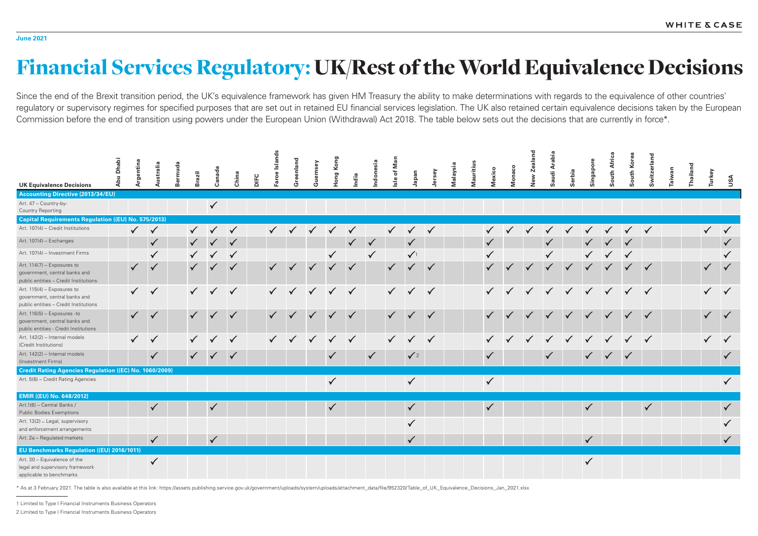June 2021

# Financial Services Regulatory: UK/Rest of the World Equivalence Decisions

Since the end of the Brexit transition period, the UK's equivalence framework has given HM Treasury the ability to make determinations with regards to the equivalence of other countries' regulatory or supervisory regimes for specified purposes that are set out in retained EU financial services legislation. The UK also retained certain equivalence decisions taken by the European Commission before the end of transition using powers under the European Union (Withdrawal) Act 2018. The table below sets out the decisions that are currently in force*.

| UK Equivalence Decisions | Abu Dhabi | Argentina | Australia | Bermuda | Brazil | Canada | China | DIFC | Faroe Islands | Greenland | Guernsey | Hong Kong | India | Indonesia | Isle of Man | Japan | Jersey | Malaysia | Mauritius | Mexico | Monaco | New Zealand | Saudi Arabia | Serbia | Singapore | South Africa | South Korea | Switzerland | Taiwan | Thailand | Turkey | USA |
|---|---|---|---|---|---|---|---|---|---|---|---|---|---|---|---|---|---|---|---|---|---|---|---|---|---|---|---|---|---|---|---|---|
| **Accounting Directive (2013/34/EU)** | | | | | | | | | | | | | | | | | | | | | | | | | | | | | | | | |
| Art. 47 – Country-by-Country Reporting | | | | | | ✓ | | | | | | | | | | | | | | | | | | | | | | | | | | |
| **Capital Requirements Regulation ((EU) No. 575/2013)** | | | | | | | | | | | | | | | | | | | | | | | | | | | | | | | | |
| Art. 107(4) – Credit Institutions | | ✓ | ✓ | | ✓ | ✓ | ✓ | | ✓ | ✓ | ✓ | ✓ | ✓ | | ✓ | ✓ | ✓ | | | ✓ | ✓ | ✓ | ✓ | ✓ | ✓ | ✓ | ✓ | ✓ | | | ✓ | ✓ |
| Art. 107(4) – Exchanges | | | ✓ | | ✓ | ✓ | ✓ | | | | | | ✓ | ✓ | | ✓ | | | | ✓ | | | ✓ | | ✓ | ✓ | ✓ | | | | | ✓ |
| Art. 107(4) – Investment Firms | | | ✓ | | ✓ | ✓ | ✓ | | | | | ✓ | | ✓ | | ✓[1] | | | | ✓ | | | ✓ | | ✓ | ✓ | ✓ | | | | | ✓ |
| Art. 114(7) – Exposures to government, central banks and public entities – Credit Institutions | | ✓ | ✓ | | ✓ | ✓ | ✓ | | ✓ | ✓ | ✓ | ✓ | ✓ | | ✓ | ✓ | ✓ | | | ✓ | ✓ | ✓ | ✓ | ✓ | ✓ | ✓ | ✓ | ✓ | | | ✓ | ✓ |
| Art. 115(4) – Exposures to government, central banks and public entities – Credit Institutions | | ✓ | ✓ | | ✓ | ✓ | ✓ | | ✓ | ✓ | ✓ | ✓ | ✓ | | ✓ | ✓ | ✓ | | | ✓ | ✓ | ✓ | ✓ | ✓ | ✓ | ✓ | ✓ | ✓ | | | ✓ | ✓ |
| Art. 116(5) – Exposures -to government, central banks and public entities - Credit Institutions | | ✓ | ✓ | | ✓ | ✓ | ✓ | | ✓ | ✓ | ✓ | ✓ | ✓ | | ✓ | ✓ | ✓ | | | ✓ | ✓ | ✓ | ✓ | ✓ | ✓ | ✓ | ✓ | ✓ | | | ✓ | ✓ |
| Art. 142(2) – Internal models (Credit Institutions) | | ✓ | ✓ | | ✓ | ✓ | ✓ | | ✓ | ✓ | ✓ | ✓ | ✓ | | ✓ | ✓ | ✓ | | | ✓ | ✓ | ✓ | ✓ | ✓ | ✓ | ✓ | ✓ | ✓ | | | ✓ | ✓ |
| Art. 142(2) – Internal models (Investment Firms) | | | ✓ | | ✓ | ✓ | ✓ | | | | | ✓ | | ✓ | | ✓[2] | | | | ✓ | | | ✓ | | ✓ | ✓ | ✓ | | | | | ✓ |
| **Credit Rating Agencies Regulation ((EC) No. 1060/2009)** | | | | | | | | | | | | | | | | | | | | | | | | | | | | | | | | |
| Art. 5(6) – Credit Rating Agencies | | | | | | | | | | | | ✓ | | | | ✓ | | | | ✓ | | | | | | | | | | | | ✓ |
| **EMIR ((EU) No. 648/2012)** | | | | | | | | | | | | | | | | | | | | | | | | | | | | | | | | |
| Art.1(6) – Central Banks / Public Bodies Exemptions | | | ✓ | | | ✓ | | | | | | ✓ | | | | ✓ | | | | ✓ | | | | | ✓ | | | ✓ | | | | ✓ |
| Art. 13(2) – Legal, supervisory and enforcement arrangements | | | | | | | | | | | | | | | | ✓ | | | | | | | | | | | | | | | | ✓ |
| Art. 2a – Regulated markets | | | ✓ | | | ✓ | | | | | | | | | | ✓ | | | | | | | | | ✓ | | | | | | | ✓ |
| **EU Benchmarks Regulation ((EU) 2016/1011)** | | | | | | | | | | | | | | | | | | | | | | | | | | | | | | | | |
| Art. 30 – Equivalence of the legal and supervisory framework applicable to benchmarks | | | ✓ | | | | | | | | | | | | | | | | | | | | | | ✓ | | | | | | | |

* As at 3 February 2021. The table is also available at this link: https://assets.publishing.service.gov.uk/government/uploads/system/uploads/attachment_data/file/952320/Table_of_UK_Equivalence_Decisions_Jan_2021.xlsx

1 Limited to Type I Financial Instruments Business Operators

2 Limited to Type I Financial Instruments Business Operators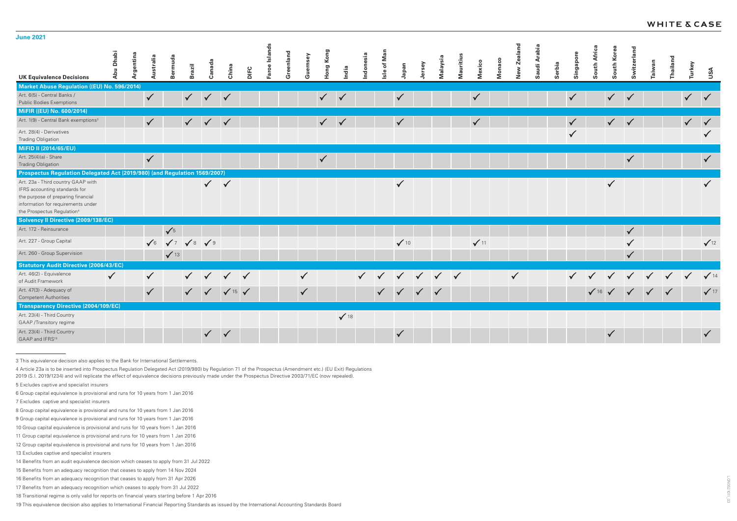**June 2021**

| UK Equivalence Decisions | Abu Dhabi | Argentina | Australia | Bermuda | Brazil | Canada | China | DIFC | Faroe Islands | Greenland | Guernsey | Hong Kong | India | Indonesia | Isle of Man | Japan | Jersey | Malaysia | Mauritius | Mexico | Monaco | New Zealand | Saudi Arabia | Serbia | Singapore | South Africa | South Korea | Switzerland | Taiwan | Thailand | Turkey | USA |
|---|---|---|---|---|---|---|---|---|---|---|---|---|---|---|---|---|---|---|---|---|---|---|---|---|---|---|---|---|---|---|---|---|
| **Market Abuse Regulation ((EU) No. 596/2014)** | | | | | | | | | | | | | | | | | | | | | | | | | | | | | | | | |
| Art. 6(5) - Central Banks / Public Bodies Exemptions | | | ✓ | | ✓ | ✓ | ✓ | | | | | ✓ | ✓ | | | ✓ | | | | ✓ | | | | | ✓ | | ✓ | ✓ | | | ✓ | ✓ |
| **MiFIR ((EU) No. 600/2014)** | | | | | | | | | | | | | | | | | | | | | | | | | | | | | | | | |
| Art. 1(9) - Central Bank exemptions[3] | | | ✓ | | ✓ | ✓ | ✓ | | | | | ✓ | ✓ | | | ✓ | | | | ✓ | | | | | ✓ | | ✓ | ✓ | | | ✓ | ✓ |
| Art. 28(4) - Derivatives Trading Obligation | | | | | | | | | | | | | | | | | | | | | | | | | ✓ | | | | | | | ✓ |
| **MiFID II (2014/65/EU)** | | | | | | | | | | | | | | | | | | | | | | | | | | | | | | | | |
| Art. 25(4)(a) - Share Trading Obligation | | | ✓ | | | | | | | | | ✓ | | | | | | | | | | | | | | | | ✓ | | | | ✓ |
| **Prospectus Regulation Delegated Act (2019/980) (and Regulation 1569/2007)** | | | | | | | | | | | | | | | | | | | | | | | | | | | | | | | | |
| Art. 23a - Third country GAAP with IFRS accounting standards for the purpose of preparing financial information for requirements under the Prospectus Regulation[4] | | | | | | ✓ | ✓ | | | | | | | | | ✓ | | | | | | | | | | | ✓ | | | | | ✓ |
| **Solvency II Directive (2009/138/EC)** | | | | | | | | | | | | | | | | | | | | | | | | | | | | | | | | |
| Art. 172 - Reinsurance | | | | ✓[5] | | | | | | | | | | | | | | | | | | | | | | | | ✓ | | | | |
| Art. 227 - Group Capital | | | ✓[6] | ✓[7] | ✓[8] | ✓[9] | | | | | | | | | | ✓[10] | | | | ✓[11] | | | | | | | | ✓ | | | | ✓[12] |
| Art. 260 - Group Supervision | | | | ✓[13] | | | | | | | | | | | | | | | | | | | | | | | | ✓ | | | | |
| **Statutory Audit Directive (2006/43/EC)** | | | | | | | | | | | | | | | | | | | | | | | | | | | | | | | | |
| Art. 46(2) - Equivalence of Audit Framework | ✓ | | ✓ | | ✓ | ✓ | ✓ | ✓ | | | ✓ | | | ✓ | ✓ | ✓ | ✓ | ✓ | ✓ | | | ✓ | | | ✓ | ✓ | ✓ | ✓ | ✓ | ✓ | ✓ | ✓[14] |
| Art. 47(3) - Adequacy of Competent Authorities | | | ✓ | | ✓ | ✓ | ✓[15] | ✓ | | | ✓ | | | | ✓ | ✓ | ✓ | ✓ | | | | | | | | ✓[16] | ✓ | ✓ | ✓ | ✓ | | ✓[17] |
| **Transparency Directive (2004/109/EC)** | | | | | | | | | | | | | | | | | | | | | | | | | | | | | | | | |
| Art. 23(4) - Third Country GAAP /Transitory regime | | | | | | | | | | | | | ✓[18] | | | | | | | | | | | | | | | | | | | |
| Art. 23(4) - Third Country GAAP and IFRS[19] | | | | | | ✓ | ✓ | | | | | | | | | ✓ | | | | | | | | | | | ✓ | | | | | ✓ |

3 This equivalence decision also applies to the Bank for International Settlements.

4 Article 23a is to be inserted into Prospectus Regulation Delegated Act (2019/980) by Regulation 71 of the Prospectus (Amendment etc.) (EU Exit) Regulations 2019 (S.I. 2019/1234) and will replicate the effect of equivalence decisions previously made under the Prospectus Directive 2003/71/EC (now repealed).

5 Excludes captive and specialist insurers

6 Group capital equivalence is provisional and runs for 10 years from 1 Jan 2016

7 Excludes captive and specialist insurers

8 Group capital equivalence is provisional and runs for 10 years from 1 Jan 2016

9 Group capital equivalence is provisional and runs for 10 years from 1 Jan 2016

10 Group capital equivalence is provisional and runs for 10 years from 1 Jan 2016

11 Group capital equivalence is provisional and runs for 10 years from 1 Jan 2016

12 Group capital equivalence is provisional and runs for 10 years from 1 Jan 2016

13 Excludes captive and specialist insurers

14 Benefits from an audit equivalence decision which ceases to apply from 31 Jul 2022

15 Benefits from an adequacy recognition that ceases to apply from 14 Nov 2024

16 Benefits from an adequacy recognition that ceases to apply from 31 Apr 2026

17 Benefits from an adequacy recognition which ceases to apply from 31 Jul 2022

18 Transitional regime is only valid for reports on financial years starting before 1 Apr 2016

19 This equivalence decision also applies to International Financial Reporting Standards as issued by the International Accounting Standards Board